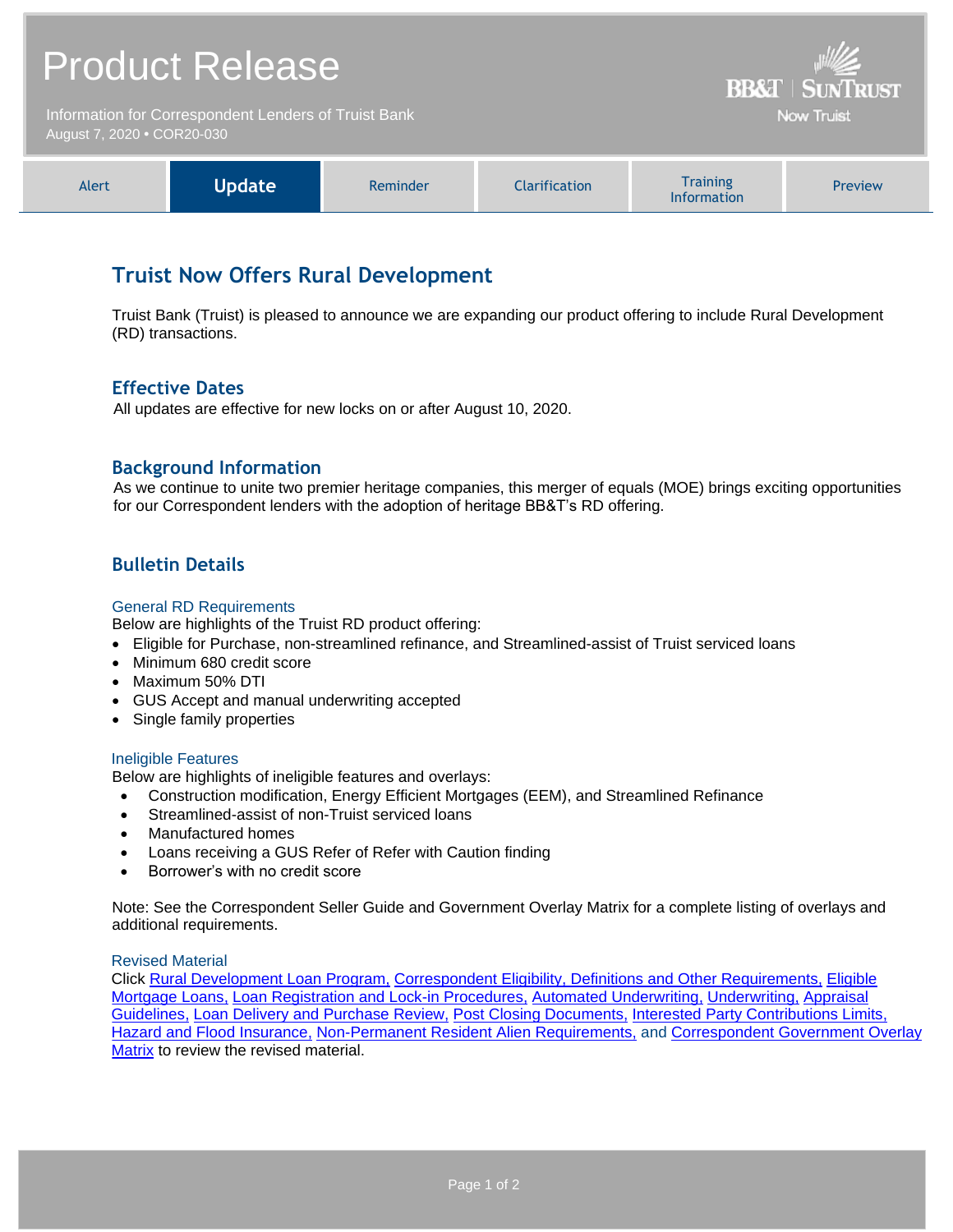# Product Release

Information for Correspondent Lenders of Truist Bank
August 7, 2020 • COR20-030

BB&T | SunTrust
Now Truist

| Alert | **Update** | Reminder | Clarification | Training Information | Preview |
|---|---|---|---|---|---|

## Truist Now Offers Rural Development

Truist Bank (Truist) is pleased to announce we are expanding our product offering to include Rural Development (RD) transactions.

### Effective Dates

All updates are effective for new locks on or after August 10, 2020.

### Background Information

As we continue to unite two premier heritage companies, this merger of equals (MOE) brings exciting opportunities for our Correspondent lenders with the adoption of heritage BB&T's RD offering.

### Bulletin Details

#### General RD Requirements

Below are highlights of the Truist RD product offering:

- Eligible for Purchase, non-streamlined refinance, and Streamlined-assist of Truist serviced loans
- Minimum 680 credit score
- Maximum 50% DTI
- GUS Accept and manual underwriting accepted
- Single family properties

#### Ineligible Features

Below are highlights of ineligible features and overlays:

- Construction modification, Energy Efficient Mortgages (EEM), and Streamlined Refinance
- Streamlined-assist of non-Truist serviced loans
- Manufactured homes
- Loans receiving a GUS Refer of Refer with Caution finding
- Borrower's with no credit score

Note: See the Correspondent Seller Guide and Government Overlay Matrix for a complete listing of overlays and additional requirements.

#### Revised Material

Click Rural Development Loan Program, Correspondent Eligibility, Definitions and Other Requirements, Eligible Mortgage Loans, Loan Registration and Lock-in Procedures, Automated Underwriting, Underwriting, Appraisal Guidelines, Loan Delivery and Purchase Review, Post Closing Documents, Interested Party Contributions Limits, Hazard and Flood Insurance, Non-Permanent Resident Alien Requirements, and Correspondent Government Overlay Matrix to review the revised material.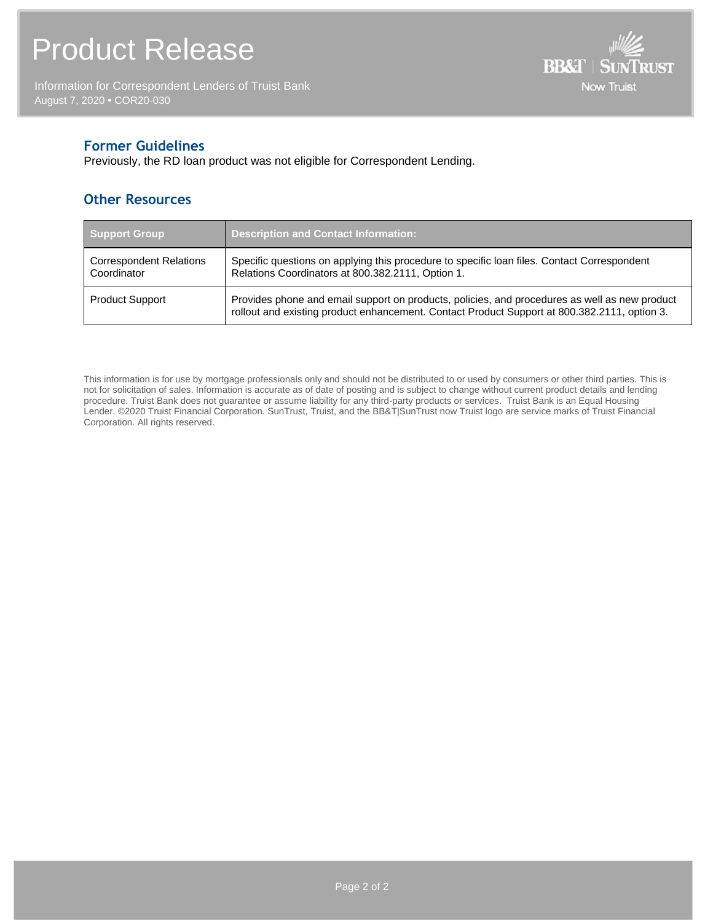## Former Guidelines

Previously, the RD loan product was not eligible for Correspondent Lending.

## Other Resources

| Support Group | Description and Contact Information: |
| --- | --- |
| Correspondent Relations Coordinator | Specific questions on applying this procedure to specific loan files. Contact Correspondent Relations Coordinators at 800.382.2111, Option 1. |
| Product Support | Provides phone and email support on products, policies, and procedures as well as new product rollout and existing product enhancement. Contact Product Support at 800.382.2111, option 3. |

This information is for use by mortgage professionals only and should not be distributed to or used by consumers or other third parties. This is not for solicitation of sales. Information is accurate as of date of posting and is subject to change without current product details and lending procedure. Truist Bank does not guarantee or assume liability for any third-party products or services. Truist Bank is an Equal Housing Lender. ©2020 Truist Financial Corporation. SunTrust, Truist, and the BB&T|SunTrust now Truist logo are service marks of Truist Financial Corporation. All rights reserved.